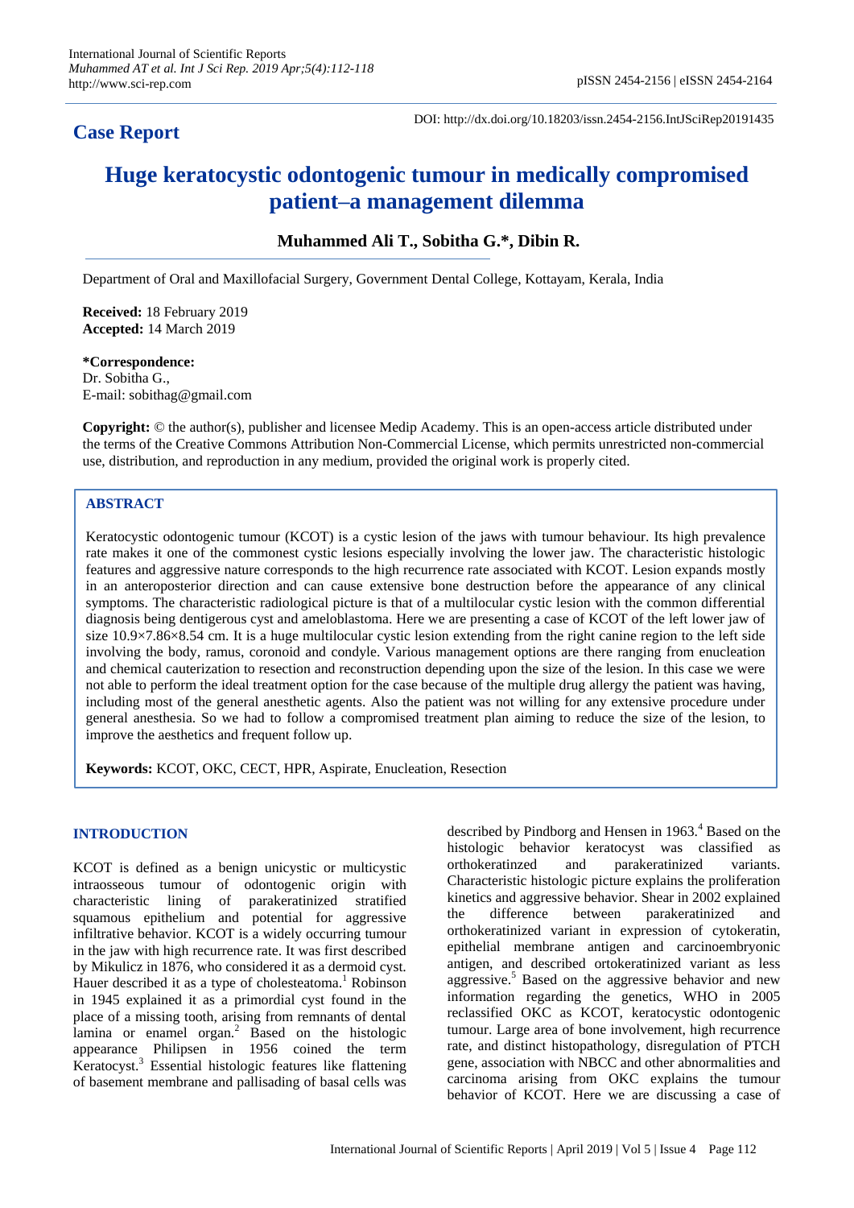**Case Report**

DOI: http://dx.doi.org/10.18203/issn.2454-2156.IntJSciRep20191435

# Huge keratocystic odontogenic tumour in medically compromised patient–a management dilemma

**Muhammed Ali T., Sobitha G.*, Dibin R.**

Department of Oral and Maxillofacial Surgery, Government Dental College, Kottayam, Kerala, India

**Received:** 18 February 2019
**Accepted:** 14 March 2019

**\*Correspondence:**
Dr. Sobitha G.,
E-mail: sobithag@gmail.com

**Copyright:** © the author(s), publisher and licensee Medip Academy. This is an open-access article distributed under the terms of the Creative Commons Attribution Non-Commercial License, which permits unrestricted non-commercial use, distribution, and reproduction in any medium, provided the original work is properly cited.

## ABSTRACT

Keratocystic odontogenic tumour (KCOT) is a cystic lesion of the jaws with tumour behaviour. Its high prevalence rate makes it one of the commonest cystic lesions especially involving the lower jaw. The characteristic histologic features and aggressive nature corresponds to the high recurrence rate associated with KCOT. Lesion expands mostly in an anteroposterior direction and can cause extensive bone destruction before the appearance of any clinical symptoms. The characteristic radiological picture is that of a multilocular cystic lesion with the common differential diagnosis being dentigerous cyst and ameloblastoma. Here we are presenting a case of KCOT of the left lower jaw of size 10.9×7.86×8.54 cm. It is a huge multilocular cystic lesion extending from the right canine region to the left side involving the body, ramus, coronoid and condyle. Various management options are there ranging from enucleation and chemical cauterization to resection and reconstruction depending upon the size of the lesion. In this case we were not able to perform the ideal treatment option for the case because of the multiple drug allergy the patient was having, including most of the general anesthetic agents. Also the patient was not willing for any extensive procedure under general anesthesia. So we had to follow a compromised treatment plan aiming to reduce the size of the lesion, to improve the aesthetics and frequent follow up.

**Keywords:** KCOT, OKC, CECT, HPR, Aspirate, Enucleation, Resection

## INTRODUCTION

KCOT is defined as a benign unicystic or multicystic intraosseous tumour of odontogenic origin with characteristic lining of parakeratinized stratified squamous epithelium and potential for aggressive infiltrative behavior. KCOT is a widely occurring tumour in the jaw with high recurrence rate. It was first described by Mikulicz in 1876, who considered it as a dermoid cyst. Hauer described it as a type of cholesteatoma.[1] Robinson in 1945 explained it as a primordial cyst found in the place of a missing tooth, arising from remnants of dental lamina or enamel organ.[2] Based on the histologic appearance Philipsen in 1956 coined the term Keratocyst.[3] Essential histologic features like flattening of basement membrane and pallisading of basal cells was described by Pindborg and Hensen in 1963.[4] Based on the histologic behavior keratocyst was classified as orthokeratinized and parakeratinized variants. Characteristic histologic picture explains the proliferation kinetics and aggressive behavior. Shear in 2002 explained the difference between parakeratinized and orthokeratinized variant in expression of cytokeratin, epithelial membrane antigen and carcinoembryonic antigen, and described ortokeratinized variant as less aggressive.[5] Based on the aggressive behavior and new information regarding the genetics, WHO in 2005 reclassified OKC as KCOT, keratocystic odontogenic tumour. Large area of bone involvement, high recurrence rate, and distinct histopathology, disregulation of PTCH gene, association with NBCC and other abnormalities and carcinoma arising from OKC explains the tumour behavior of KCOT. Here we are discussing a case of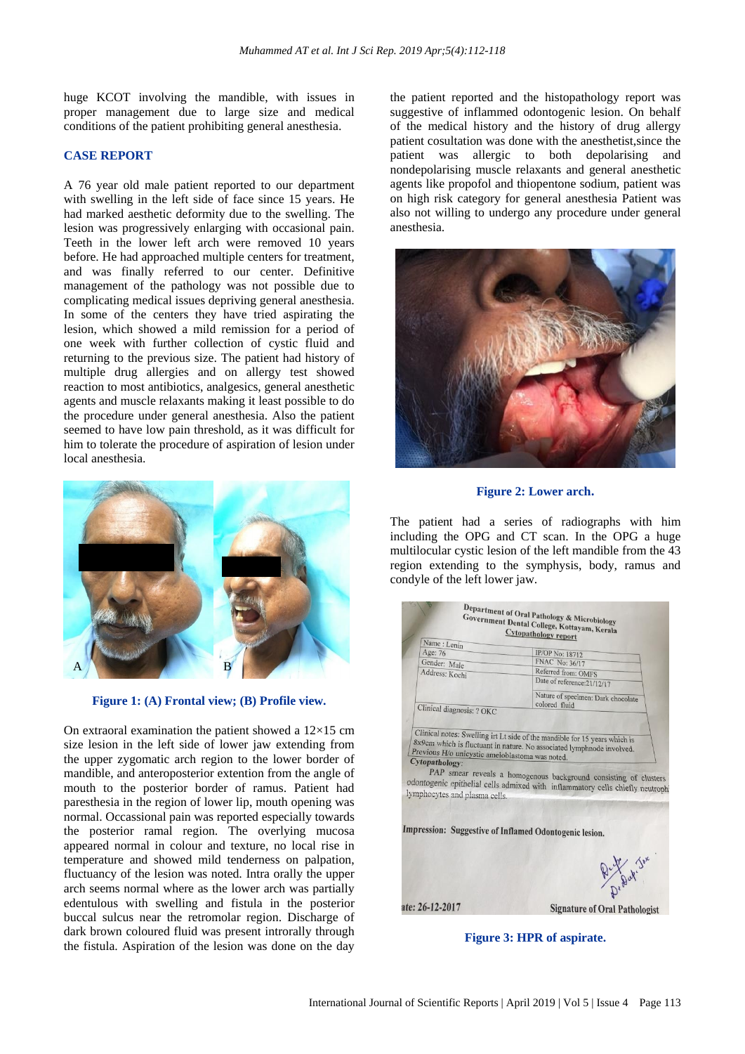huge KCOT involving the mandible, with issues in proper management due to large size and medical conditions of the patient prohibiting general anesthesia.

## CASE REPORT

A 76 year old male patient reported to our department with swelling in the left side of face since 15 years. He had marked aesthetic deformity due to the swelling. The lesion was progressively enlarging with occasional pain. Teeth in the lower left arch were removed 10 years before. He had approached multiple centers for treatment, and was finally referred to our center. Definitive management of the pathology was not possible due to complicating medical issues depriving general anesthesia. In some of the centers they have tried aspirating the lesion, which showed a mild remission for a period of one week with further collection of cystic fluid and returning to the previous size. The patient had history of multiple drug allergies and on allergy test showed reaction to most antibiotics, analgesics, general anesthetic agents and muscle relaxants making it least possible to do the procedure under general anesthesia. Also the patient seemed to have low pain threshold, as it was difficult for him to tolerate the procedure of aspiration of lesion under local anesthesia.

**Figure 1: (A) Frontal view; (B) Profile view.**

On extraoral examination the patient showed a 12×15 cm size lesion in the left side of lower jaw extending from the upper zygomatic arch region to the lower border of mandible, and anteroposterior extention from the angle of mouth to the posterior border of ramus. Patient had paresthesia in the region of lower lip, mouth opening was normal. Occassional pain was reported especially towards the posterior ramal region. The overlying mucosa appeared normal in colour and texture, no local rise in temperature and showed mild tenderness on palpation, fluctuancy of the lesion was noted. Intra orally the upper arch seems normal where as the lower arch was partially edentulous with swelling and fistula in the posterior buccal sulcus near the retromolar region. Discharge of dark brown coloured fluid was present introrally through the fistula. Aspiration of the lesion was done on the day the patient reported and the histopathology report was suggestive of inflammed odontogenic lesion. On behalf of the medical history and the history of drug allergy patient cosultation was done with the anesthetist,since the patient was allergic to both depolarising and nondepolarising muscle relaxants and general anesthetic agents like propofol and thiopentone sodium, patient was on high risk category for general anesthesia Patient was also not willing to undergo any procedure under general anesthesia.

**Figure 2: Lower arch.**

The patient had a series of radiographs with him including the OPG and CT scan. In the OPG a huge multilocular cystic lesion of the left mandible from the 43 region extending to the symphysis, body, ramus and condyle of the left lower jaw.

**Figure 3: HPR of aspirate.**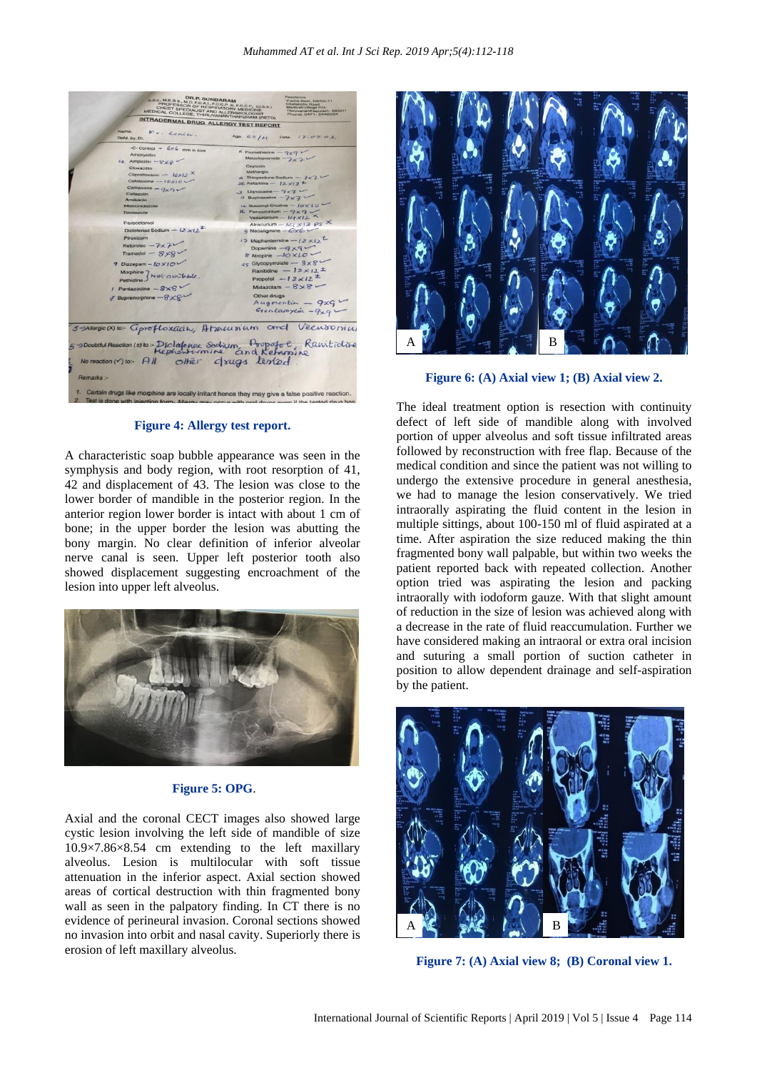Figure 4: Allergy test report.

A characteristic soap bubble appearance was seen in the symphysis and body region, with root resorption of 41, 42 and displacement of 43. The lesion was close to the lower border of mandible in the posterior region. In the anterior region lower border is intact with about 1 cm of bone; in the upper border the lesion was abutting the bony margin. No clear definition of inferior alveolar nerve canal is seen. Upper left posterior tooth also showed displacement suggesting encroachment of the lesion into upper left alveolus.

Figure 5: OPG.

Axial and the coronal CECT images also showed large cystic lesion involving the left side of mandible of size 10.9×7.86×8.54 cm extending to the left maxillary alveolus. Lesion is multilocular with soft tissue attenuation in the inferior aspect. Axial section showed areas of cortical destruction with thin fragmented bony wall as seen in the palpatory finding. In CT there is no evidence of perineural invasion. Coronal sections showed no invasion into orbit and nasal cavity. Superiorly there is erosion of left maxillary alveolus.

Figure 6: (A) Axial view 1; (B) Axial view 2.

The ideal treatment option is resection with continuity defect of left side of mandible along with involved portion of upper alveolus and soft tissue infiltrated areas followed by reconstruction with free flap. Because of the medical condition and since the patient was not willing to undergo the extensive procedure in general anesthesia, we had to manage the lesion conservatively. We tried intraorally aspirating the fluid content in the lesion in multiple sittings, about 100-150 ml of fluid aspirated at a time. After aspiration the size reduced making the thin fragmented bony wall palpable, but within two weeks the patient reported back with repeated collection. Another option tried was aspirating the lesion and packing intraorally with iodoform gauze. With that slight amount of reduction in the size of lesion was achieved along with a decrease in the rate of fluid reaccumulation. Further we have considered making an intraoral or extra oral incision and suturing a small portion of suction catheter in position to allow dependent drainage and self-aspiration by the patient.

Figure 7: (A) Axial view 8; (B) Coronal view 1.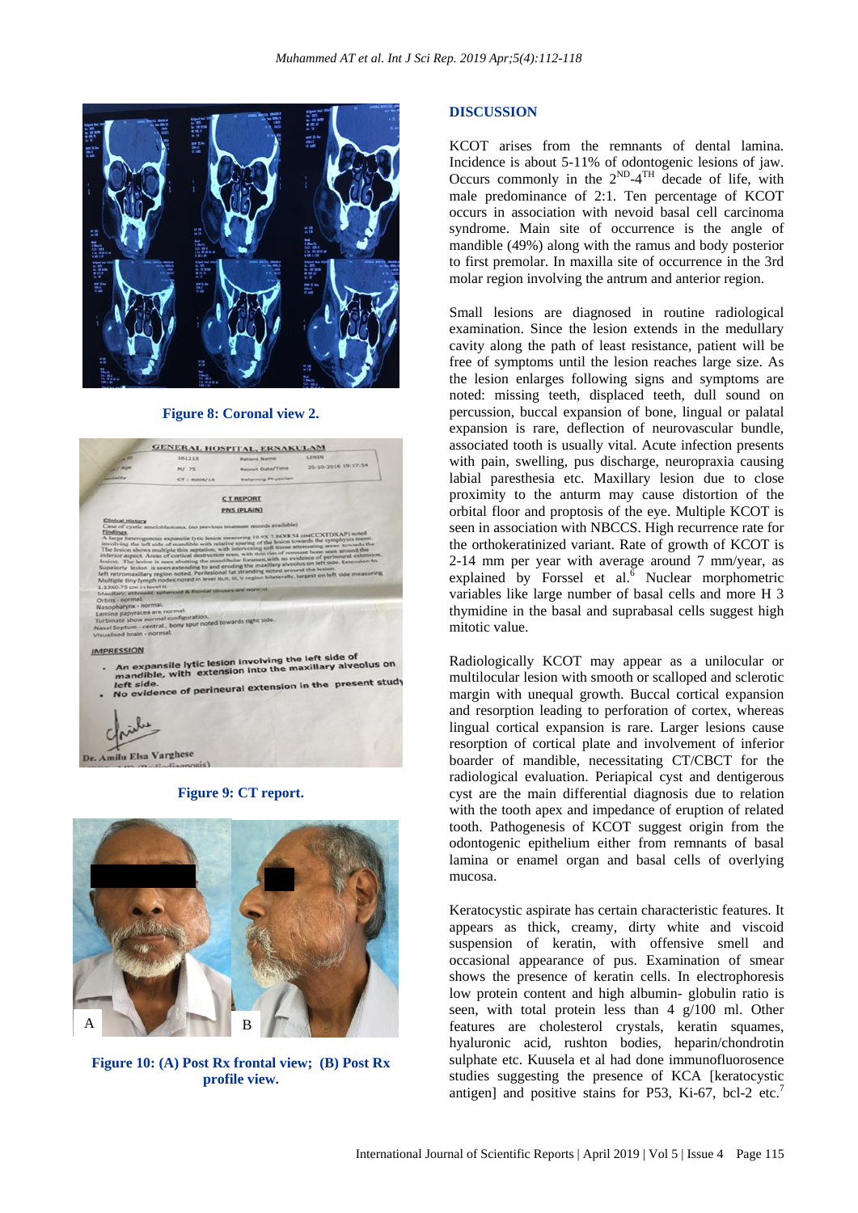Figure 8: Coronal view 2.

Figure 9: CT report.

Figure 10: (A) Post Rx frontal view; (B) Post Rx profile view.

## DISCUSSION

KCOT arises from the remnants of dental lamina. Incidence is about 5-11% of odontogenic lesions of jaw. Occurs commonly in the $2^{ND}$-$4^{TH}$ decade of life, with male predominance of 2:1. Ten percentage of KCOT occurs in association with nevoid basal cell carcinoma syndrome. Main site of occurrence is the angle of mandible (49%) along with the ramus and body posterior to first premolar. In maxilla site of occurrence in the 3rd molar region involving the antrum and anterior region.

Small lesions are diagnosed in routine radiological examination. Since the lesion extends in the medullary cavity along the path of least resistance, patient will be free of symptoms until the lesion reaches large size. As the lesion enlarges following signs and symptoms are noted: missing teeth, displaced teeth, dull sound on percussion, buccal expansion of bone, lingual or palatal expansion is rare, deflection of neurovascular bundle, associated tooth is usually vital. Acute infection presents with pain, swelling, pus discharge, neuropraxia causing labial paresthesia etc. Maxillary lesion due to close proximity to the anturm may cause distortion of the orbital floor and proptosis of the eye. Multiple KCOT is seen in association with NBCCS. High recurrence rate for the orthokeratinized variant. Rate of growth of KCOT is 2-14 mm per year with average around 7 mm/year, as explained by Forssel et al.[6] Nuclear morphometric variables like large number of basal cells and more H 3 thymidine in the basal and suprabasal cells suggest high mitotic value.

Radiologically KCOT may appear as a unilocular or multilocular lesion with smooth or scalloped and sclerotic margin with unequal growth. Buccal cortical expansion and resorption leading to perforation of cortex, whereas lingual cortical expansion is rare. Larger lesions cause resorption of cortical plate and involvement of inferior boarder of mandible, necessitating CT/CBCT for the radiological evaluation. Periapical cyst and dentigerous cyst are the main differential diagnosis due to relation with the tooth apex and impedance of eruption of related tooth. Pathogenesis of KCOT suggest origin from the odontogenic epithelium either from remnants of basal lamina or enamel organ and basal cells of overlying mucosa.

Keratocystic aspirate has certain characteristic features. It appears as thick, creamy, dirty white and viscoid suspension of keratin, with offensive smell and occasional appearance of pus. Examination of smear shows the presence of keratin cells. In electrophoresis low protein content and high albumin- globulin ratio is seen, with total protein less than 4 g/100 ml. Other features are cholesterol crystals, keratin squames, hyaluronic acid, rushton bodies, heparin/chondrotin sulphate etc. Kuusela et al had done immunofluorosence studies suggesting the presence of KCA [keratocystic antigen] and positive stains for P53, Ki-67, bcl-2 etc.[7]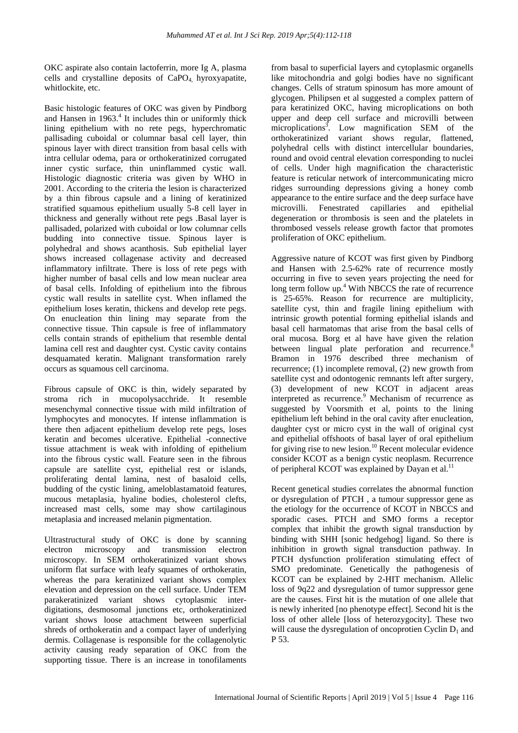OKC aspirate also contain lactoferrin, more Ig A, plasma cells and crystalline deposits of $CaPO_4$, hyroxyapatite, whitlockite, etc.

Basic histologic features of OKC was given by Pindborg and Hansen in 1963.[4] It includes thin or uniformly thick lining epithelium with no rete pegs, hyperchromatic pallisading cuboidal or columnar basal cell layer, thin spinous layer with direct transition from basal cells with intra cellular odema, para or orthokeratinized corrugated inner cystic surface, thin uninflammed cystic wall. Histologic diagnostic criteria was given by WHO in 2001. According to the criteria the lesion is characterized by a thin fibrous capsule and a lining of keratinized stratified squamous epithelium usually 5-8 cell layer in thickness and generally without rete pegs .Basal layer is pallisaded, polarized with cuboidal or low columnar cells budding into connective tissue. Spinous layer is polyhedral and shows acanthosis. Sub epithelial layer shows increased collagenase activity and decreased inflammatory infiltrate. There is loss of rete pegs with higher number of basal cells and low mean nuclear area of basal cells. Infolding of epithelium into the fibrous cystic wall results in satellite cyst. When inflamed the epithelium loses keratin, thickens and develop rete pegs. On enucleation thin lining may separate from the connective tissue. Thin capsule is free of inflammatory cells contain strands of epithelium that resemble dental lamina cell rest and daughter cyst. Cystic cavity contains desquamated keratin. Malignant transformation rarely occurs as squamous cell carcinoma.

Fibrous capsule of OKC is thin, widely separated by stroma rich in mucopolysacchride. It resemble mesenchymal connective tissue with mild infiltration of lymphocytes and monocytes. If intense inflammation is there then adjacent epithelium develop rete pegs, loses keratin and becomes ulcerative. Epithelial -connective tissue attachment is weak with infolding of epithelium into the fibrous cystic wall. Feature seen in the fibrous capsule are satellite cyst, epithelial rest or islands, proliferating dental lamina, nest of basaloid cells, budding of the cystic lining, ameloblastamatoid features, mucous metaplasia, hyaline bodies, cholesterol clefts, increased mast cells, some may show cartilaginous metaplasia and increased melanin pigmentation.

Ultrastructural study of OKC is done by scanning electron microscopy and transmission electron microscopy. In SEM orthokeratinized variant shows uniform flat surface with leafy squames of orthokeratin, whereas the para keratinized variant shows complex elevation and depression on the cell surface. Under TEM parakeratinized variant shows cytoplasmic inter-digitations, desmosomal junctions etc, orthokeratinized variant shows loose attachment between superficial shreds of orthokeratin and a compact layer of underlying dermis. Collagenase is responsible for the collagenolytic activity causing ready separation of OKC from the supporting tissue. There is an increase in tonofilaments from basal to superficial layers and cytoplasmic organells like mitochondria and golgi bodies have no significant changes. Cells of stratum spinosum has more amount of glycogen. Philipsen et al suggested a complex pattern of para keratinized OKC, having microplications on both upper and deep cell surface and microvilli between microplications[3]. Low magnification SEM of the orthokeratinized variant shows regular, flattened, polyhedral cells with distinct intercellular boundaries, round and ovoid central elevation corresponding to nuclei of cells. Under high magnification the characteristic feature is reticular network of intercommunicating micro ridges surrounding depressions giving a honey comb appearance to the entire surface and the deep surface have microvilli. Fenestrated capillaries and epithelial degeneration or thrombosis is seen and the platelets in thrombosed vessels release growth factor that promotes proliferation of OKC epithelium.

Aggressive nature of KCOT was first given by Pindborg and Hansen with 2.5-62% rate of recurrence mostly occurring in five to seven years projecting the need for long term follow up.[4] With NBCCS the rate of recurrence is 25-65%. Reason for recurrence are multiplicity, satellite cyst, thin and fragile lining epithelium with intrinsic growth potential forming epithelial islands and basal cell harmatomas that arise from the basal cells of oral mucosa. Borg et al have have given the relation between lingual plate perforation and recurrence.[8] Bramon in 1976 described three mechanism of recurrence; (1) incomplete removal, (2) new growth from satellite cyst and odontogenic remnants left after surgery, (3) development of new KCOT in adjacent areas interpreted as recurrence.[9] Mechanism of recurrence as suggested by Voorsmith et al, points to the lining epithelium left behind in the oral cavity after enucleation, daughter cyst or micro cyst in the wall of original cyst and epithelial offshoots of basal layer of oral epithelium for giving rise to new lesion.[10] Recent molecular evidence consider KCOT as a benign cystic neoplasm. Recurrence of peripheral KCOT was explained by Dayan et al.[11]

Recent genetical studies correlates the abnormal function or dysregulation of PTCH , a tumour suppressor gene as the etiology for the occurrence of KCOT in NBCCS and sporadic cases. PTCH and SMO forms a receptor complex that inhibit the growth signal transduction by binding with SHH [sonic hedgehog] ligand. So there is inhibition in growth signal transduction pathway. In PTCH dysfunction proliferation stimulating effect of SMO predominate. Genetically the pathogenesis of KCOT can be explained by 2-HIT mechanism. Allelic loss of 9q22 and dysregulation of tumor suppressor gene are the causes. First hit is the mutation of one allele that is newly inherited [no phenotype effect]. Second hit is the loss of other allele [loss of heterozygocity]. These two will cause the dysregulation of oncoprotien Cyclin $D_1$ and P 53.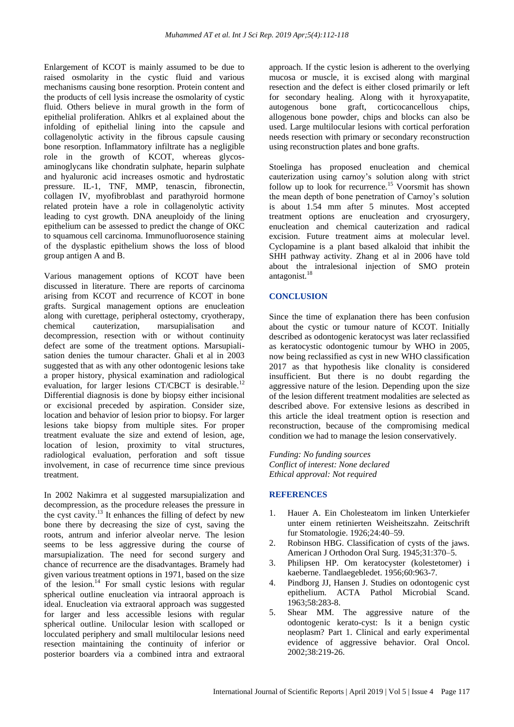Enlargement of KCOT is mainly assumed to be due to raised osmolarity in the cystic fluid and various mechanisms causing bone resorption. Protein content and the products of cell lysis increase the osmolarity of cystic fluid. Others believe in mural growth in the form of epithelial proliferation. Ahlkrs et al explained about the infolding of epithelial lining into the capsule and collagenolytic activity in the fibrous capsule causing bone resorption. Inflammatory infiltrate has a negligible role in the growth of KCOT, whereas glycos-aminoglycans like chondratin sulphate, heparin sulphate and hyaluronic acid increases osmotic and hydrostatic pressure. IL-1, TNF, MMP, tenascin, fibronectin, collagen IV, myofibroblast and parathyroid hormone related protein have a role in collagenolytic activity leading to cyst growth. DNA aneuploidy of the lining epithelium can be assessed to predict the change of OKC to squamous cell carcinoma. Immunofluorosence staining of the dysplastic epithelium shows the loss of blood group antigen A and B.

Various management options of KCOT have been discussed in literature. There are reports of carcinoma arising from KCOT and recurrence of KCOT in bone grafts. Surgical management options are enucleation along with curettage, peripheral ostectomy, cryotherapy, chemical cauterization, marsupialisation and decompression, resection with or without continuity defect are some of the treatment options. Marsupialisation denies the tumour character. Ghali et al in 2003 suggested that as with any other odontogenic lesions take a proper history, physical examination and radiological evaluation, for larger lesions CT/CBCT is desirable.[12] Differential diagnosis is done by biopsy either incisional or excisional preceded by aspiration. Consider size, location and behavior of lesion prior to biopsy. For larger lesions take biopsy from multiple sites. For proper treatment evaluate the size and extend of lesion, age, location of lesion, proximity to vital structures, radiological evaluation, perforation and soft tissue involvement, in case of recurrence time since previous treatment.

In 2002 Nakimra et al suggested marsupialization and decompression, as the procedure releases the pressure in the cyst cavity.[13] It enhances the filling of defect by new bone there by decreasing the size of cyst, saving the roots, antrum and inferior alveolar nerve. The lesion seems to be less aggressive during the course of marsupialization. The need for second surgery and chance of recurrence are the disadvantages. Bramely had given various treatment options in 1971, based on the size of the lesion.[14] For small cystic lesions with regular spherical outline enucleation via intraoral approach is ideal. Enucleation via extraoral approach was suggested for larger and less accessible lesions with regular spherical outline. Unilocular lesion with scalloped or locculated periphery and small multilocular lesions need resection maintaining the continuity of inferior or posterior boarders via a combined intra and extraoral approach. If the cystic lesion is adherent to the overlying mucosa or muscle, it is excised along with marginal resection and the defect is either closed primarily or left for secondary healing. Along with it hyroxyapatite, autogenous bone graft, corticocancellous chips, allogenous bone powder, chips and blocks can also be used. Large multilocular lesions with cortical perforation needs resection with primary or secondary reconstruction using reconstruction plates and bone grafts.

Stoelinga has proposed enucleation and chemical cauterization using carnoy's solution along with strict follow up to look for recurrence.[15] Voorsmit has shown the mean depth of bone penetration of Carnoy's solution is about 1.54 mm after 5 minutes. Most accepted treatment options are enucleation and cryosurgery, enucleation and chemical cauterization and radical excision. Future treatment aims at molecular level. Cyclopamine is a plant based alkaloid that inhibit the SHH pathway activity. Zhang et al in 2006 have told about the intralesional injection of SMO protein antagonist.[18]

## CONCLUSION

Since the time of explanation there has been confusion about the cystic or tumour nature of KCOT. Initially described as odontogenic keratocyst was later reclassified as keratocystic odontogenic tumour by WHO in 2005, now being reclassified as cyst in new WHO classification 2017 as that hypothesis like clonality is considered insufficient. But there is no doubt regarding the aggressive nature of the lesion. Depending upon the size of the lesion different treatment modalities are selected as described above. For extensive lesions as described in this article the ideal treatment option is resection and reconstruction, because of the compromising medical condition we had to manage the lesion conservatively.

*Funding: No funding sources*
*Conflict of interest: None declared*
*Ethical approval: Not required*

## REFERENCES

1. Hauer A. Ein Cholesteatom im linken Unterkiefer unter einem retinierten Weisheitszahn. Zeitschrift fur Stomatologie. 1926;24:40–59.
2. Robinson HBG. Classification of cysts of the jaws. American J Orthodon Oral Surg. 1945;31:370–5.
3. Philipsen HP. Om keratocyster (kolestetomer) i kaeberne. Tandlaegebledet. 1956;60:963-7.
4. Pindborg JJ, Hansen J. Studies on odontogenic cyst epithelium. ACTA Pathol Microbial Scand. 1963;58:283-8.
5. Shear MM. The aggressive nature of the odontogenic kerato-cyst: Is it a benign cystic neoplasm? Part 1. Clinical and early experimental evidence of aggressive behavior. Oral Oncol. 2002;38:219-26.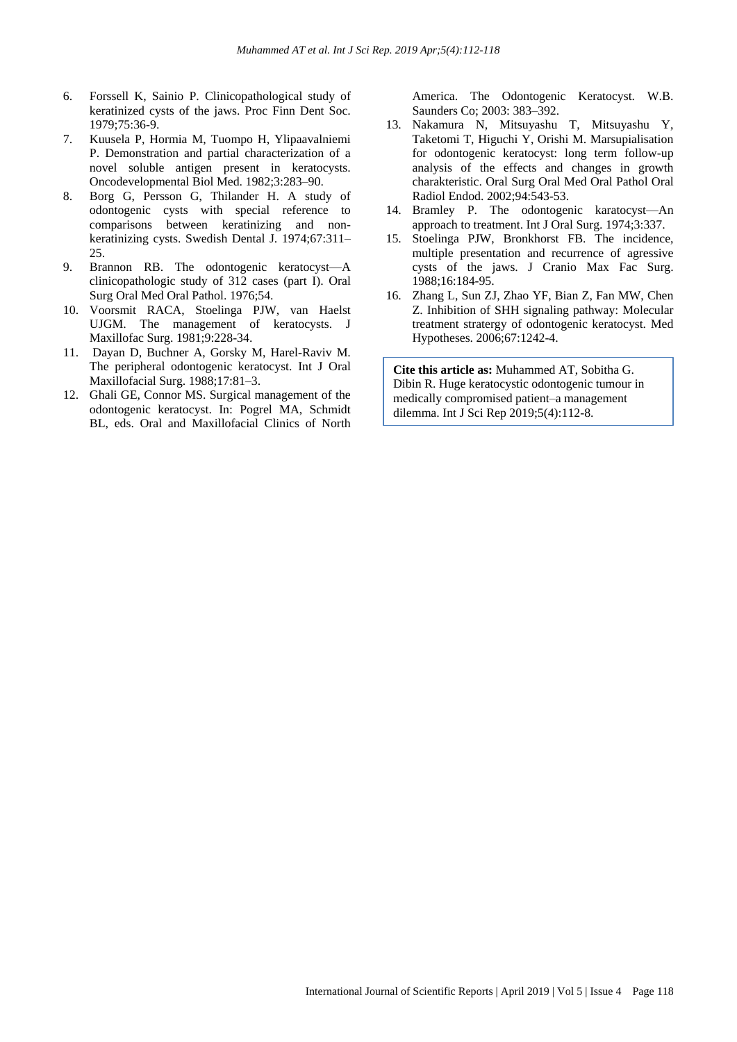6. Forssell K, Sainio P. Clinicopathological study of keratinized cysts of the jaws. Proc Finn Dent Soc. 1979;75:36-9.
7. Kuusela P, Hormia M, Tuompo H, Ylipaavalniemi P. Demonstration and partial characterization of a novel soluble antigen present in keratocysts. Oncodevelopmental Biol Med. 1982;3:283–90.
8. Borg G, Persson G, Thilander H. A study of odontogenic cysts with special reference to comparisons between keratinizing and non-keratinizing cysts. Swedish Dental J. 1974;67:311–25.
9. Brannon RB. The odontogenic keratocyst—A clinicopathologic study of 312 cases (part I). Oral Surg Oral Med Oral Pathol. 1976;54.
10. Voorsmit RACA, Stoelinga PJW, van Haelst UJGM. The management of keratocysts. J Maxillofac Surg. 1981;9:228-34.
11. Dayan D, Buchner A, Gorsky M, Harel-Raviv M. The peripheral odontogenic keratocyst. Int J Oral Maxillofacial Surg. 1988;17:81–3.
12. Ghali GE, Connor MS. Surgical management of the odontogenic keratocyst. In: Pogrel MA, Schmidt BL, eds. Oral and Maxillofacial Clinics of North America. The Odontogenic Keratocyst. W.B. Saunders Co; 2003: 383–392.
13. Nakamura N, Mitsuyashu T, Mitsuyashu Y, Taketomi T, Higuchi Y, Orishi M. Marsupialisation for odontogenic keratocyst: long term follow-up analysis of the effects and changes in growth charakteristic. Oral Surg Oral Med Oral Pathol Oral Radiol Endod. 2002;94:543-53.
14. Bramley P. The odontogenic karatocyst—An approach to treatment. Int J Oral Surg. 1974;3:337.
15. Stoelinga PJW, Bronkhorst FB. The incidence, multiple presentation and recurrence of agressive cysts of the jaws. J Cranio Max Fac Surg. 1988;16:184-95.
16. Zhang L, Sun ZJ, Zhao YF, Bian Z, Fan MW, Chen Z. Inhibition of SHH signaling pathway: Molecular treatment stratergy of odontogenic keratocyst. Med Hypotheses. 2006;67:1242-4.

**Cite this article as:** Muhammed AT, Sobitha G. Dibin R. Huge keratocystic odontogenic tumour in medically compromised patient–a management dilemma. Int J Sci Rep 2019;5(4):112-8.